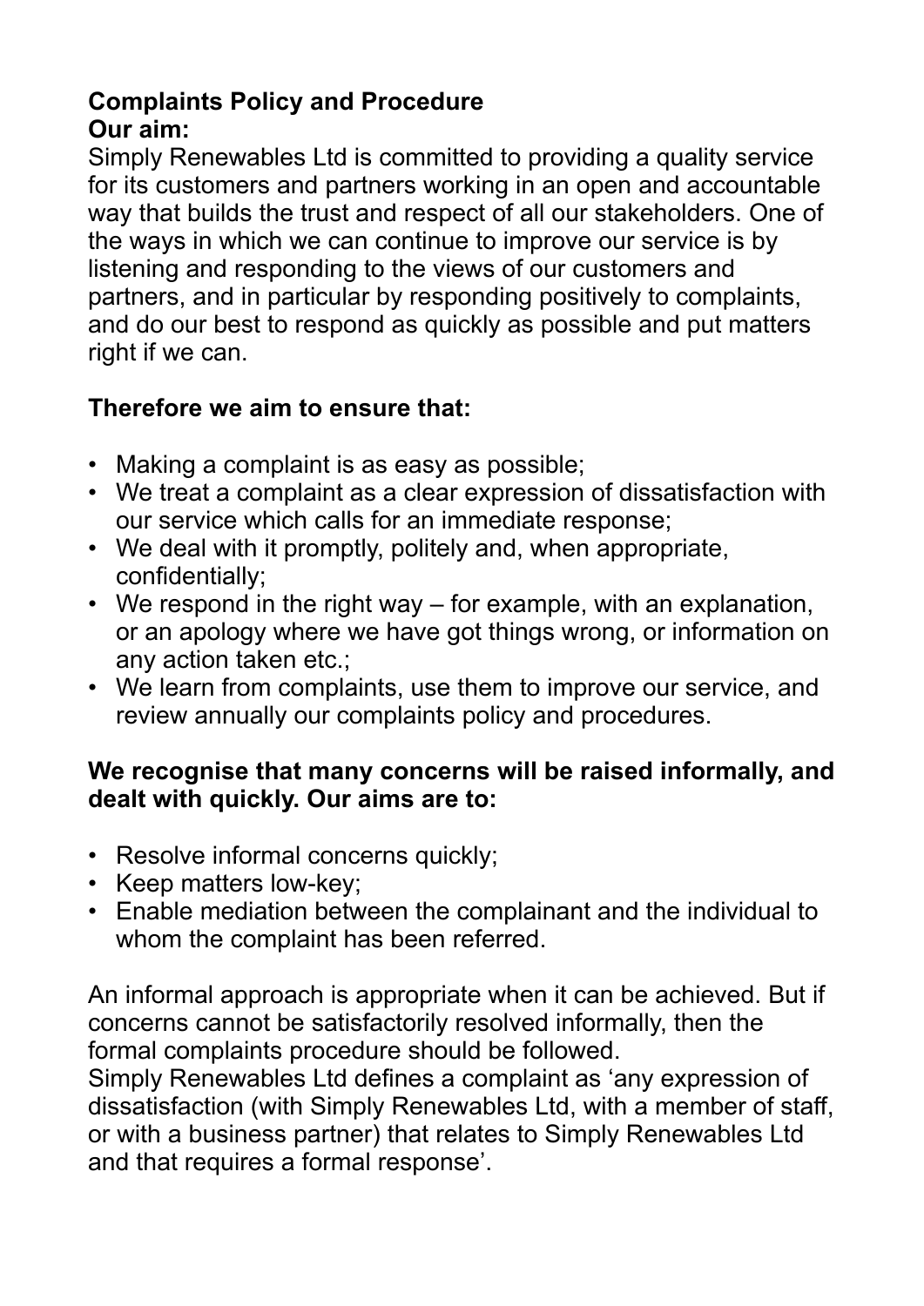# Complaints Policy and Procedure

## Our aim:

Simply Renewables Ltd is committed to providing a quality service for its customers and partners working in an open and accountable way that builds the trust and respect of all our stakeholders. One of the ways in which we can continue to improve our service is by listening and responding to the views of our customers and partners, and in particular by responding positively to complaints, and do our best to respond as quickly as possible and put matters right if we can.

**Therefore we aim to ensure that:**

- Making a complaint is as easy as possible;
- We treat a complaint as a clear expression of dissatisfaction with our service which calls for an immediate response;
- We deal with it promptly, politely and, when appropriate, confidentially;
- We respond in the right way – for example, with an explanation, or an apology where we have got things wrong, or information on any action taken etc.;
- We learn from complaints, use them to improve our service, and review annually our complaints policy and procedures.

**We recognise that many concerns will be raised informally, and dealt with quickly. Our aims are to:**

- Resolve informal concerns quickly;
- Keep matters low-key;
- Enable mediation between the complainant and the individual to whom the complaint has been referred.

An informal approach is appropriate when it can be achieved. But if concerns cannot be satisfactorily resolved informally, then the formal complaints procedure should be followed.

Simply Renewables Ltd defines a complaint as 'any expression of dissatisfaction (with Simply Renewables Ltd, with a member of staff, or with a business partner) that relates to Simply Renewables Ltd and that requires a formal response'.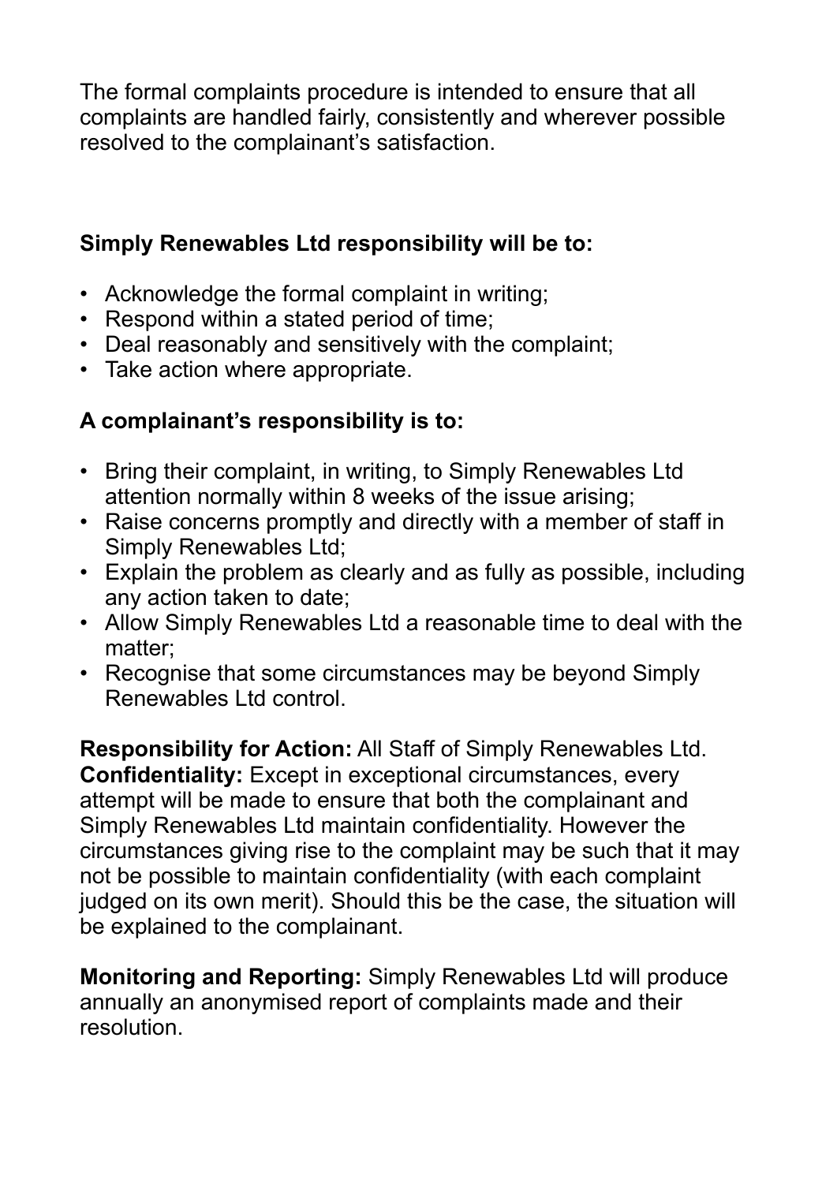The formal complaints procedure is intended to ensure that all complaints are handled fairly, consistently and wherever possible resolved to the complainant's satisfaction.

**Simply Renewables Ltd responsibility will be to:**

- Acknowledge the formal complaint in writing;
- Respond within a stated period of time;
- Deal reasonably and sensitively with the complaint;
- Take action where appropriate.

**A complainant's responsibility is to:**

- Bring their complaint, in writing, to Simply Renewables Ltd attention normally within 8 weeks of the issue arising;
- Raise concerns promptly and directly with a member of staff in Simply Renewables Ltd;
- Explain the problem as clearly and as fully as possible, including any action taken to date;
- Allow Simply Renewables Ltd a reasonable time to deal with the matter;
- Recognise that some circumstances may be beyond Simply Renewables Ltd control.

**Responsibility for Action:** All Staff of Simply Renewables Ltd.
**Confidentiality:** Except in exceptional circumstances, every attempt will be made to ensure that both the complainant and Simply Renewables Ltd maintain confidentiality. However the circumstances giving rise to the complaint may be such that it may not be possible to maintain confidentiality (with each complaint judged on its own merit). Should this be the case, the situation will be explained to the complainant.

**Monitoring and Reporting:** Simply Renewables Ltd will produce annually an anonymised report of complaints made and their resolution.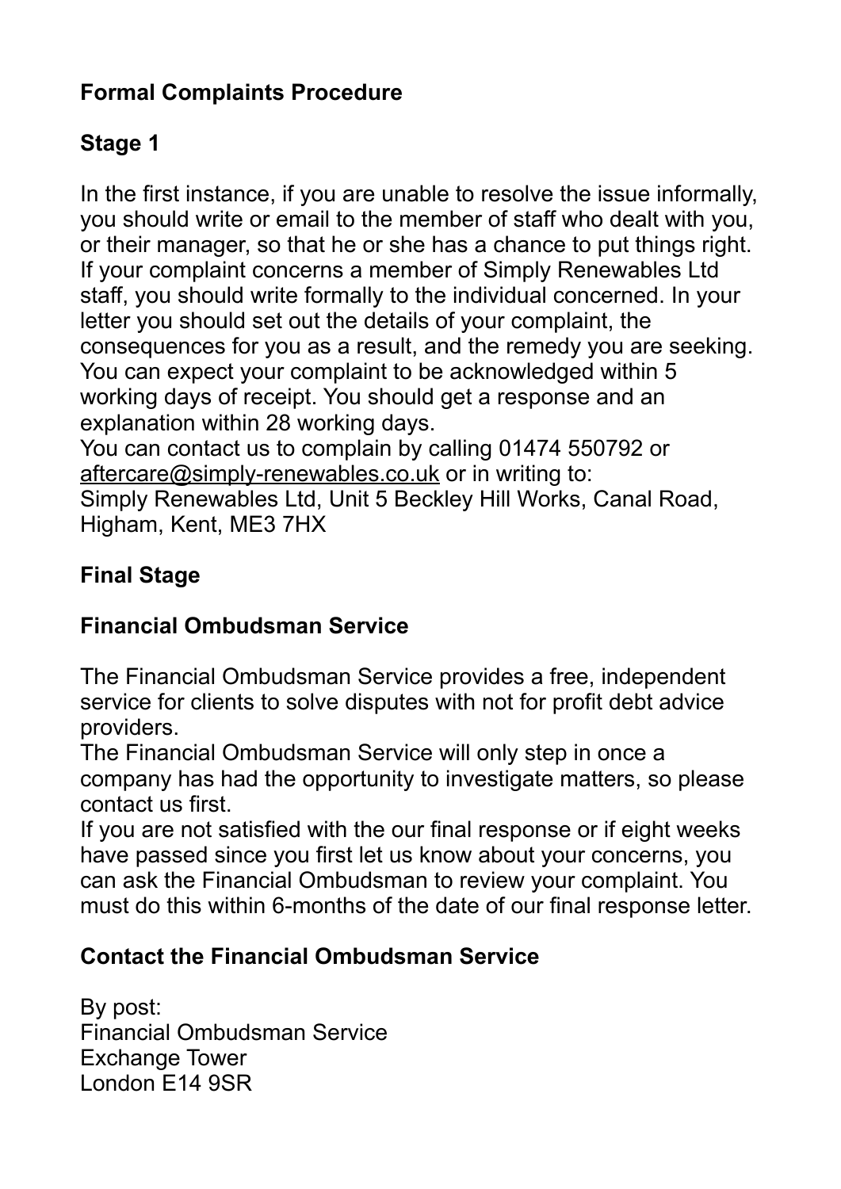## Formal Complaints Procedure

### Stage 1

In the first instance, if you are unable to resolve the issue informally, you should write or email to the member of staff who dealt with you, or their manager, so that he or she has a chance to put things right. If your complaint concerns a member of Simply Renewables Ltd staff, you should write formally to the individual concerned. In your letter you should set out the details of your complaint, the consequences for you as a result, and the remedy you are seeking. You can expect your complaint to be acknowledged within 5 working days of receipt. You should get a response and an explanation within 28 working days.
You can contact us to complain by calling 01474 550792 or aftercare@simply-renewables.co.uk or in writing to:
Simply Renewables Ltd, Unit 5 Beckley Hill Works, Canal Road, Higham, Kent, ME3 7HX

### Final Stage

### Financial Ombudsman Service

The Financial Ombudsman Service provides a free, independent service for clients to solve disputes with not for profit debt advice providers.
The Financial Ombudsman Service will only step in once a company has had the opportunity to investigate matters, so please contact us first.
If you are not satisfied with the our final response or if eight weeks have passed since you first let us know about your concerns, you can ask the Financial Ombudsman to review your complaint. You must do this within 6-months of the date of our final response letter.

### Contact the Financial Ombudsman Service

By post:
Financial Ombudsman Service
Exchange Tower
London E14 9SR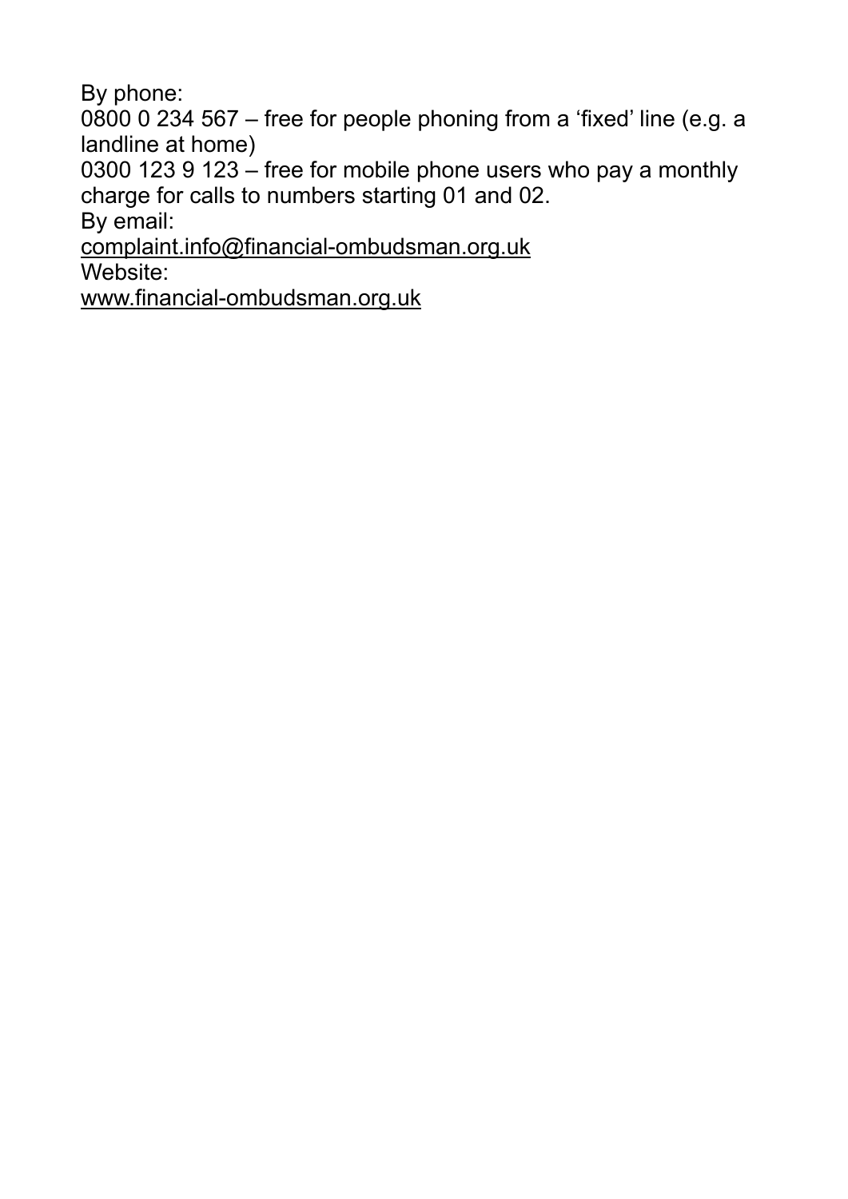By phone:

0800 0 234 567 – free for people phoning from a ‘fixed’ line (e.g. a landline at home)

0300 123 9 123 – free for mobile phone users who pay a monthly charge for calls to numbers starting 01 and 02.

By email:

complaint.info@financial-ombudsman.org.uk

Website:

www.financial-ombudsman.org.uk